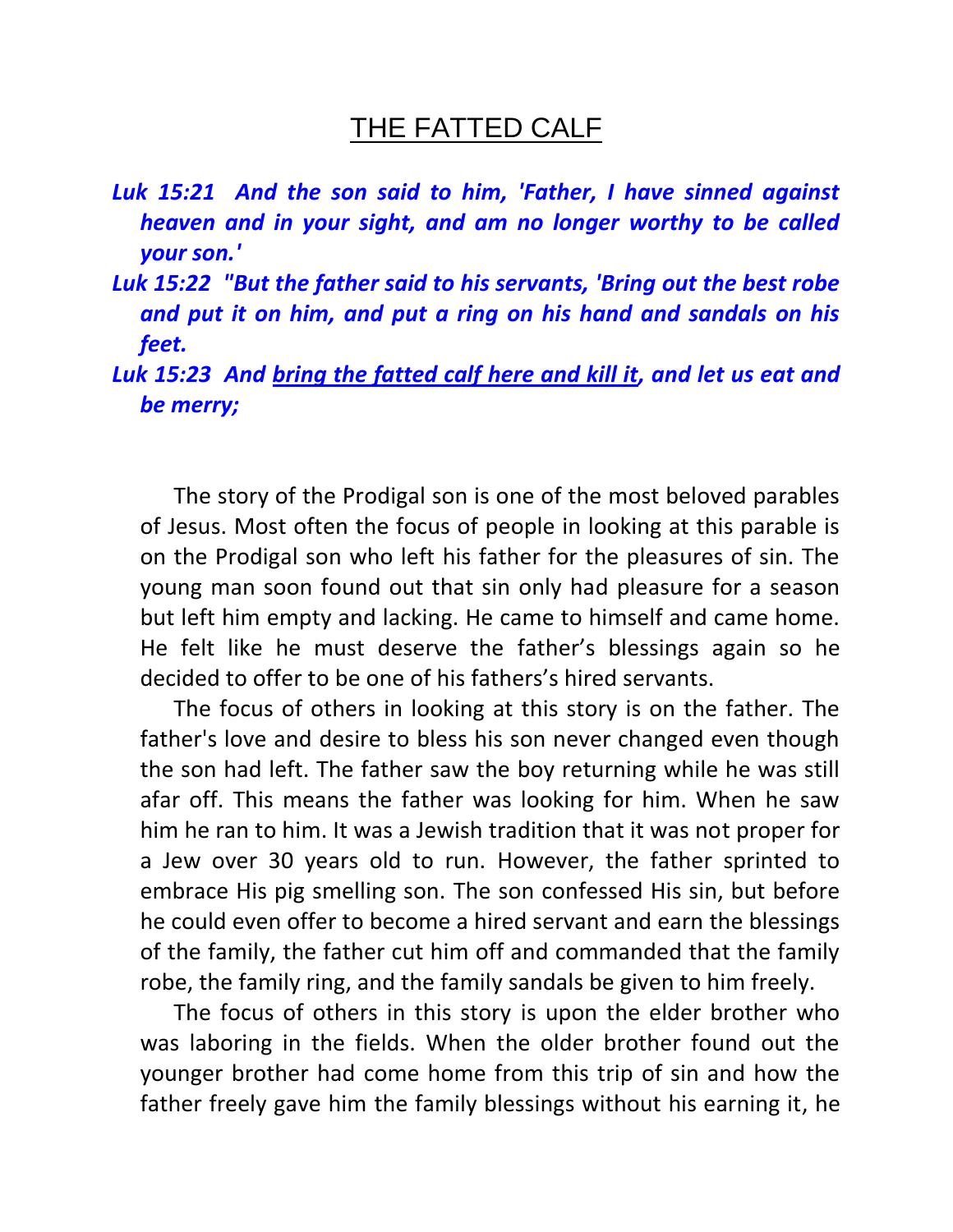# THE FATTED CALF

***Luk 15:21  And the son said to him, 'Father, I have sinned against heaven and in your sight, and am no longer worthy to be called your son.'***

***Luk 15:22  "But the father said to his servants, 'Bring out the best robe and put it on him, and put a ring on his hand and sandals on his feet.***

***Luk 15:23  And <u>bring the fatted calf here and kill it</u>, and let us eat and be merry;***

The story of the Prodigal son is one of the most beloved parables of Jesus. Most often the focus of people in looking at this parable is on the Prodigal son who left his father for the pleasures of sin. The young man soon found out that sin only had pleasure for a season but left him empty and lacking. He came to himself and came home. He felt like he must deserve the father's blessings again so he decided to offer to be one of his fathers's hired servants.

The focus of others in looking at this story is on the father. The father's love and desire to bless his son never changed even though the son had left. The father saw the boy returning while he was still afar off. This means the father was looking for him. When he saw him he ran to him. It was a Jewish tradition that it was not proper for a Jew over 30 years old to run. However, the father sprinted to embrace His pig smelling son. The son confessed His sin, but before he could even offer to become a hired servant and earn the blessings of the family, the father cut him off and commanded that the family robe, the family ring, and the family sandals be given to him freely.

The focus of others in this story is upon the elder brother who was laboring in the fields. When the older brother found out the younger brother had come home from this trip of sin and how the father freely gave him the family blessings without his earning it, he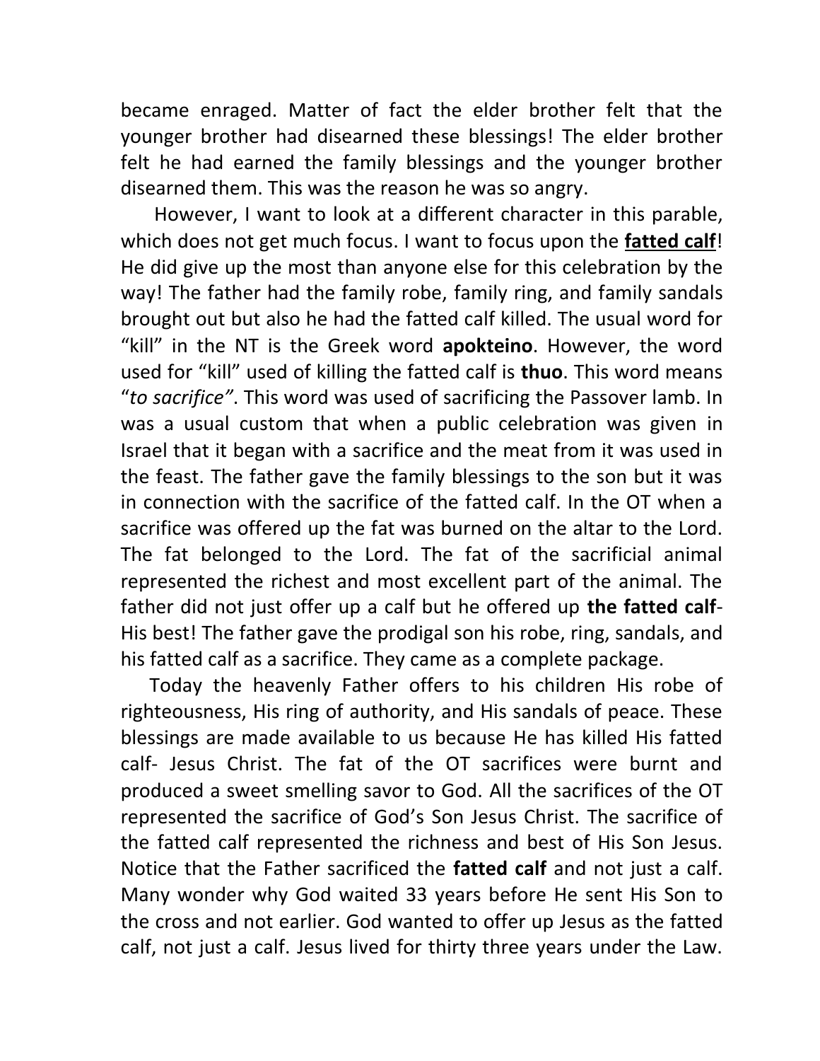became enraged. Matter of fact the elder brother felt that the younger brother had disearned these blessings! The elder brother felt he had earned the family blessings and the younger brother disearned them. This was the reason he was so angry.

However, I want to look at a different character in this parable, which does not get much focus. I want to focus upon the **<u>fatted calf</u>**! He did give up the most than anyone else for this celebration by the way! The father had the family robe, family ring, and family sandals brought out but also he had the fatted calf killed. The usual word for "kill" in the NT is the Greek word **apokteino**. However, the word used for "kill" used of killing the fatted calf is **thuo**. This word means "*to sacrifice"*. This word was used of sacrificing the Passover lamb. In was a usual custom that when a public celebration was given in Israel that it began with a sacrifice and the meat from it was used in the feast. The father gave the family blessings to the son but it was in connection with the sacrifice of the fatted calf. In the OT when a sacrifice was offered up the fat was burned on the altar to the Lord. The fat belonged to the Lord. The fat of the sacrificial animal represented the richest and most excellent part of the animal. The father did not just offer up a calf but he offered up **the fatted calf**- His best! The father gave the prodigal son his robe, ring, sandals, and his fatted calf as a sacrifice. They came as a complete package.

Today the heavenly Father offers to his children His robe of righteousness, His ring of authority, and His sandals of peace. These blessings are made available to us because He has killed His fatted calf- Jesus Christ. The fat of the OT sacrifices were burnt and produced a sweet smelling savor to God. All the sacrifices of the OT represented the sacrifice of God's Son Jesus Christ. The sacrifice of the fatted calf represented the richness and best of His Son Jesus. Notice that the Father sacrificed the **fatted calf** and not just a calf. Many wonder why God waited 33 years before He sent His Son to the cross and not earlier. God wanted to offer up Jesus as the fatted calf, not just a calf. Jesus lived for thirty three years under the Law.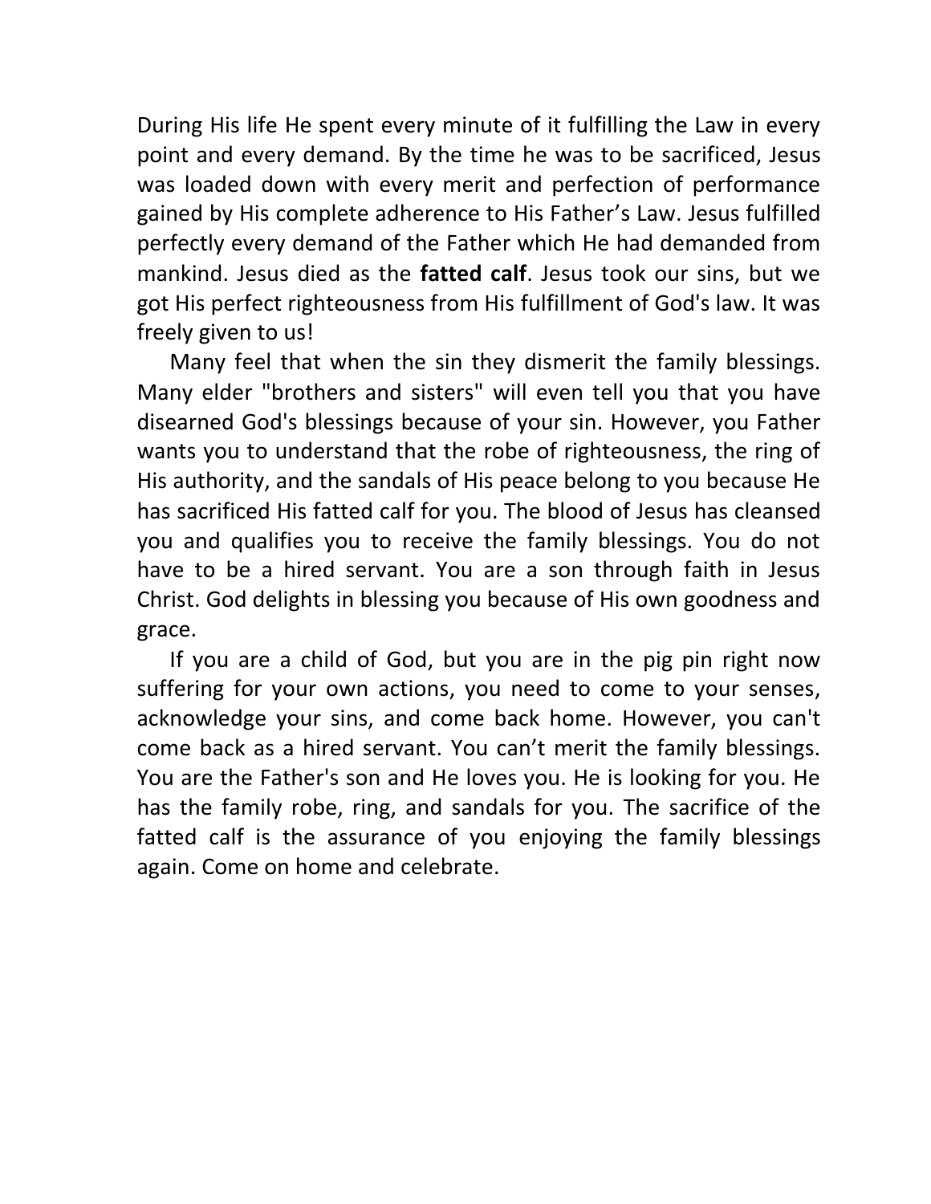During His life He spent every minute of it fulfilling the Law in every point and every demand. By the time he was to be sacrificed, Jesus was loaded down with every merit and perfection of performance gained by His complete adherence to His Father's Law. Jesus fulfilled perfectly every demand of the Father which He had demanded from mankind. Jesus died as the **fatted calf**. Jesus took our sins, but we got His perfect righteousness from His fulfillment of God's law. It was freely given to us!

Many feel that when the sin they dismerit the family blessings. Many elder "brothers and sisters" will even tell you that you have disearned God's blessings because of your sin. However, you Father wants you to understand that the robe of righteousness, the ring of His authority, and the sandals of His peace belong to you because He has sacrificed His fatted calf for you. The blood of Jesus has cleansed you and qualifies you to receive the family blessings. You do not have to be a hired servant. You are a son through faith in Jesus Christ. God delights in blessing you because of His own goodness and grace.

If you are a child of God, but you are in the pig pin right now suffering for your own actions, you need to come to your senses, acknowledge your sins, and come back home. However, you can't come back as a hired servant. You can't merit the family blessings. You are the Father's son and He loves you. He is looking for you. He has the family robe, ring, and sandals for you. The sacrifice of the fatted calf is the assurance of you enjoying the family blessings again. Come on home and celebrate.